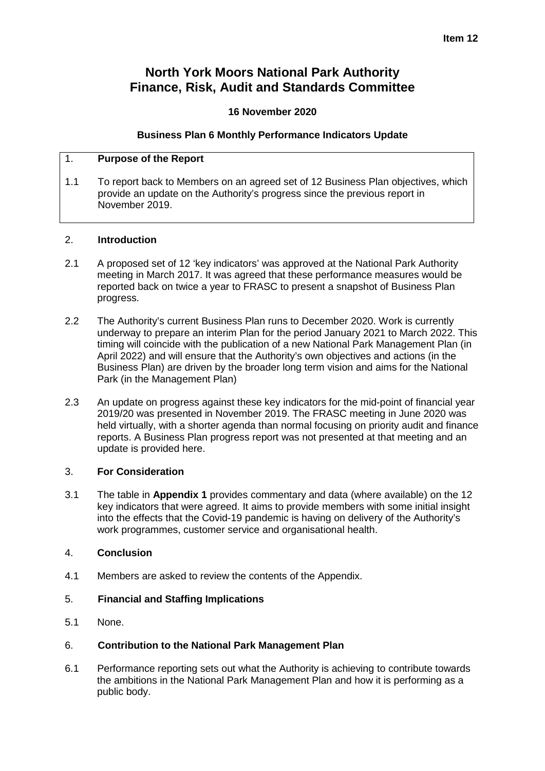**Item 12**

# North York Moors National Park Authority Finance, Risk, Audit and Standards Committee

**16 November 2020**

**Business Plan 6 Monthly Performance Indicators Update**

## 1. Purpose of the Report

1.1 To report back to Members on an agreed set of 12 Business Plan objectives, which provide an update on the Authority's progress since the previous report in November 2019.

## 2. Introduction

2.1 A proposed set of 12 'key indicators' was approved at the National Park Authority meeting in March 2017. It was agreed that these performance measures would be reported back on twice a year to FRASC to present a snapshot of Business Plan progress.

2.2 The Authority's current Business Plan runs to December 2020. Work is currently underway to prepare an interim Plan for the period January 2021 to March 2022. This timing will coincide with the publication of a new National Park Management Plan (in April 2022) and will ensure that the Authority's own objectives and actions (in the Business Plan) are driven by the broader long term vision and aims for the National Park (in the Management Plan)

2.3 An update on progress against these key indicators for the mid-point of financial year 2019/20 was presented in November 2019. The FRASC meeting in June 2020 was held virtually, with a shorter agenda than normal focusing on priority audit and finance reports. A Business Plan progress report was not presented at that meeting and an update is provided here.

## 3. For Consideration

3.1 The table in **Appendix 1** provides commentary and data (where available) on the 12 key indicators that were agreed. It aims to provide members with some initial insight into the effects that the Covid-19 pandemic is having on delivery of the Authority's work programmes, customer service and organisational health.

## 4. Conclusion

4.1 Members are asked to review the contents of the Appendix.

## 5. Financial and Staffing Implications

5.1 None.

## 6. Contribution to the National Park Management Plan

6.1 Performance reporting sets out what the Authority is achieving to contribute towards the ambitions in the National Park Management Plan and how it is performing as a public body.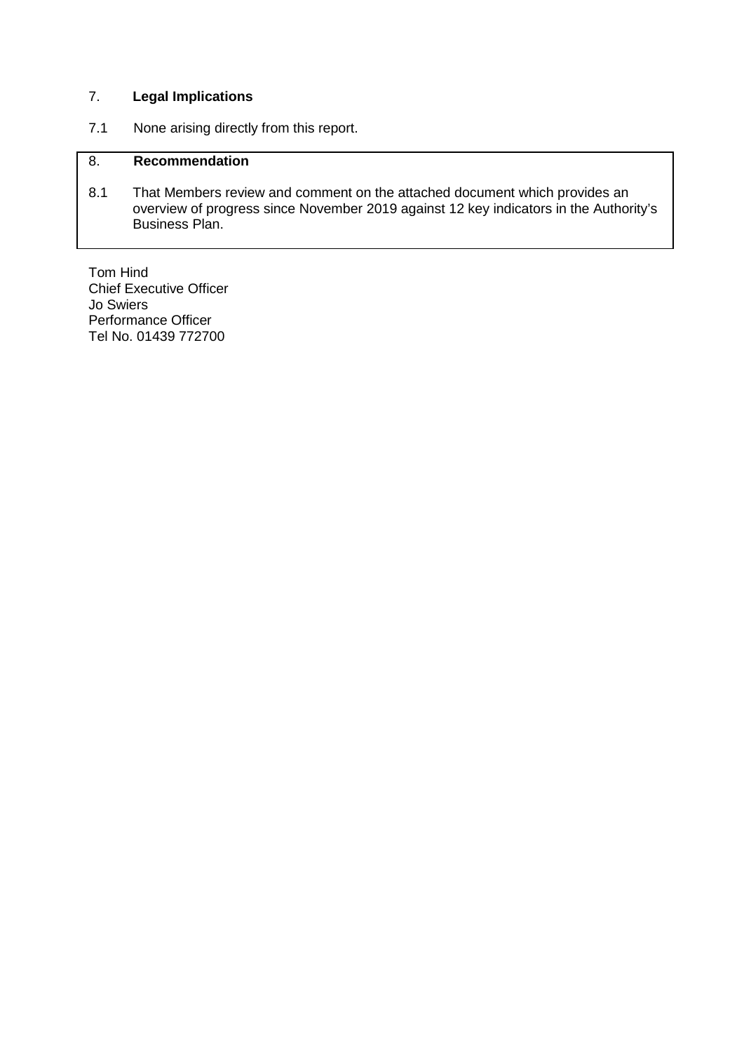## 7. Legal Implications

7.1 None arising directly from this report.

## 8. Recommendation

8.1 That Members review and comment on the attached document which provides an overview of progress since November 2019 against 12 key indicators in the Authority's Business Plan.

Tom Hind
Chief Executive Officer
Jo Swiers
Performance Officer
Tel No. 01439 772700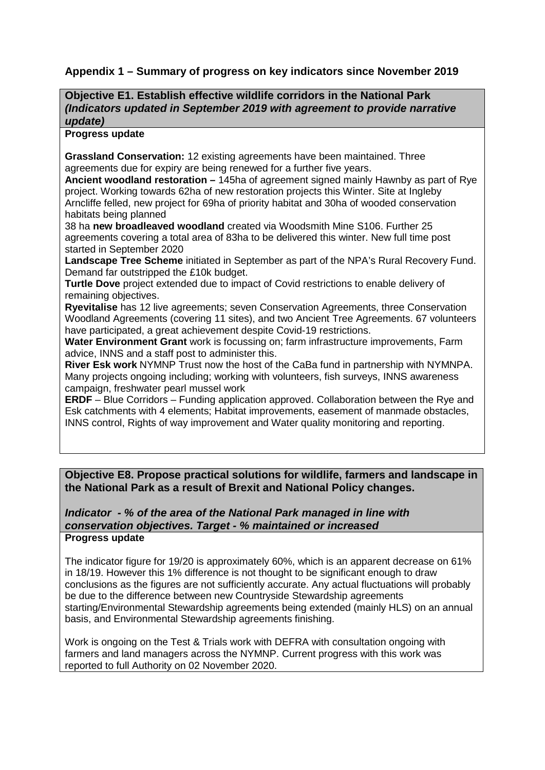## Appendix 1 – Summary of progress on key indicators since November 2019

**Objective E1. Establish effective wildlife corridors in the National Park** ***(Indicators updated in September 2019 with agreement to provide narrative update)***

**Progress update**

**Grassland Conservation:** 12 existing agreements have been maintained. Three agreements due for expiry are being renewed for a further five years.

**Ancient woodland restoration –** 145ha of agreement signed mainly Hawnby as part of Rye project. Working towards 62ha of new restoration projects this Winter. Site at Ingleby Arncliffe felled, new project for 69ha of priority habitat and 30ha of wooded conservation habitats being planned

38 ha **new broadleaved woodland** created via Woodsmith Mine S106. Further 25 agreements covering a total area of 83ha to be delivered this winter. New full time post started in September 2020

**Landscape Tree Scheme** initiated in September as part of the NPA's Rural Recovery Fund. Demand far outstripped the £10k budget.

**Turtle Dove** project extended due to impact of Covid restrictions to enable delivery of remaining objectives.

**Ryevitalise** has 12 live agreements; seven Conservation Agreements, three Conservation Woodland Agreements (covering 11 sites), and two Ancient Tree Agreements. 67 volunteers have participated, a great achievement despite Covid-19 restrictions.

**Water Environment Grant** work is focussing on; farm infrastructure improvements, Farm advice, INNS and a staff post to administer this.

**River Esk work** NYMNP Trust now the host of the CaBa fund in partnership with NYMNPA. Many projects ongoing including; working with volunteers, fish surveys, INNS awareness campaign, freshwater pearl mussel work

**ERDF** – Blue Corridors – Funding application approved. Collaboration between the Rye and Esk catchments with 4 elements; Habitat improvements, easement of manmade obstacles, INNS control, Rights of way improvement and Water quality monitoring and reporting.

**Objective E8. Propose practical solutions for wildlife, farmers and landscape in the National Park as a result of Brexit and National Policy changes.**

***Indicator - % of the area of the National Park managed in line with conservation objectives. Target - % maintained or increased***

**Progress update**

The indicator figure for 19/20 is approximately 60%, which is an apparent decrease on 61% in 18/19. However this 1% difference is not thought to be significant enough to draw conclusions as the figures are not sufficiently accurate. Any actual fluctuations will probably be due to the difference between new Countryside Stewardship agreements starting/Environmental Stewardship agreements being extended (mainly HLS) on an annual basis, and Environmental Stewardship agreements finishing.

Work is ongoing on the Test & Trials work with DEFRA with consultation ongoing with farmers and land managers across the NYMNP. Current progress with this work was reported to full Authority on 02 November 2020.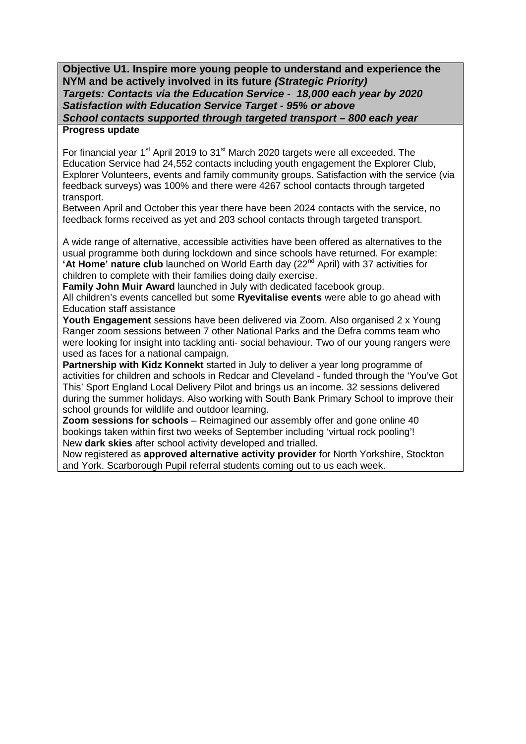**Objective U1. Inspire more young people to understand and experience the NYM and be actively involved in its future *(Strategic Priority)***

***Targets: Contacts via the Education Service - 18,000 each year by 2020***

***Satisfaction with Education Service Target - 95% or above***

***School contacts supported through targeted transport – 800 each year***

**Progress update**

For financial year 1st April 2019 to 31st March 2020 targets were all exceeded. The Education Service had 24,552 contacts including youth engagement the Explorer Club, Explorer Volunteers, events and family community groups. Satisfaction with the service (via feedback surveys) was 100% and there were 4267 school contacts through targeted transport.

Between April and October this year there have been 2024 contacts with the service, no feedback forms received as yet and 203 school contacts through targeted transport.

A wide range of alternative, accessible activities have been offered as alternatives to the usual programme both during lockdown and since schools have returned. For example:

**'At Home' nature club** launched on World Earth day (22nd April) with 37 activities for children to complete with their families doing daily exercise.

**Family John Muir Award** launched in July with dedicated facebook group.

All children's events cancelled but some **Ryevitalise events** were able to go ahead with Education staff assistance

**Youth Engagement** sessions have been delivered via Zoom. Also organised 2 x Young Ranger zoom sessions between 7 other National Parks and the Defra comms team who were looking for insight into tackling anti- social behaviour. Two of our young rangers were used as faces for a national campaign.

**Partnership with Kidz Konnekt** started in July to deliver a year long programme of activities for children and schools in Redcar and Cleveland - funded through the 'You've Got This' Sport England Local Delivery Pilot and brings us an income. 32 sessions delivered during the summer holidays. Also working with South Bank Primary School to improve their school grounds for wildlife and outdoor learning.

**Zoom sessions for schools** – Reimagined our assembly offer and gone online 40 bookings taken within first two weeks of September including 'virtual rock pooling'!

New **dark skies** after school activity developed and trialled.

Now registered as **approved alternative activity provider** for North Yorkshire, Stockton and York. Scarborough Pupil referral students coming out to us each week.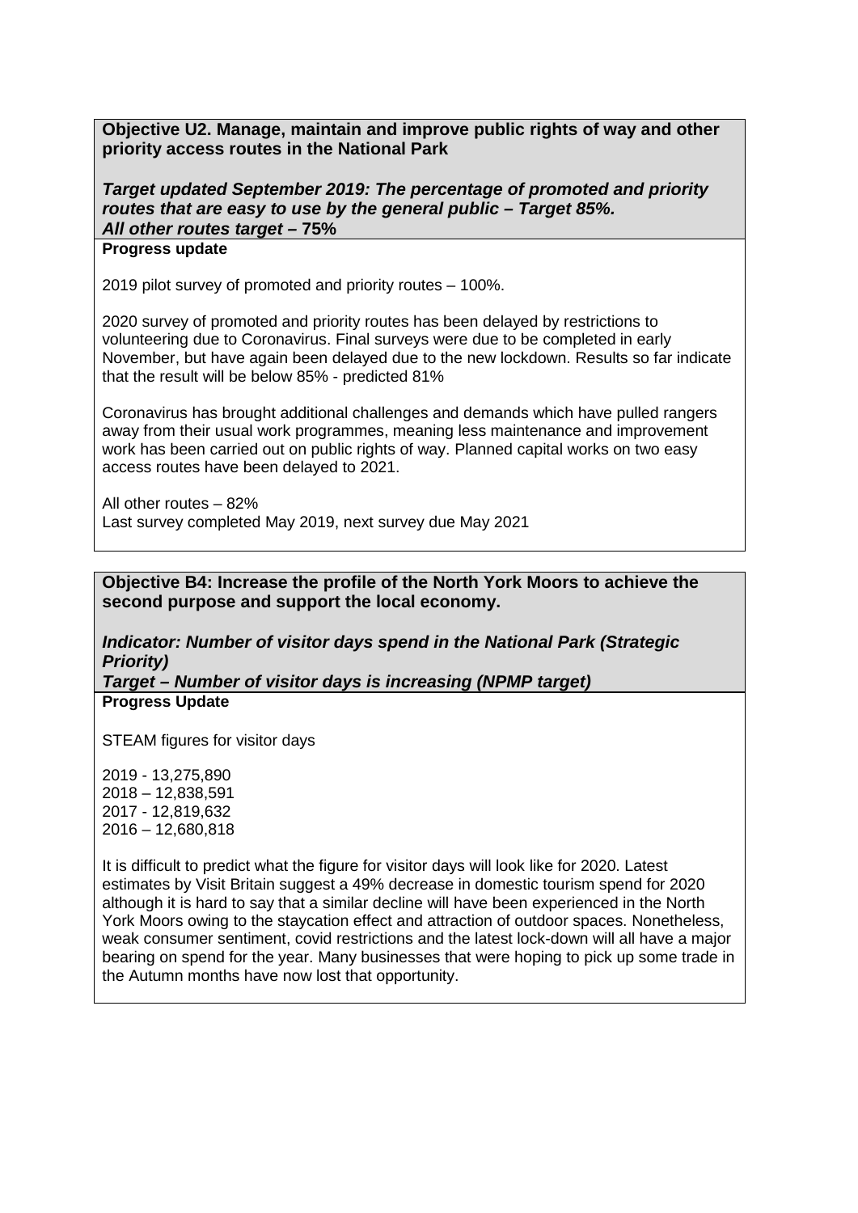**Objective U2. Manage, maintain and improve public rights of way and other priority access routes in the National Park**

***Target updated September 2019: The percentage of promoted and priority routes that are easy to use by the general public – Target 85%.***
***All other routes target –* 75%**

**Progress update**

2019 pilot survey of promoted and priority routes – 100%.

2020 survey of promoted and priority routes has been delayed by restrictions to volunteering due to Coronavirus. Final surveys were due to be completed in early November, but have again been delayed due to the new lockdown. Results so far indicate that the result will be below 85% - predicted 81%

Coronavirus has brought additional challenges and demands which have pulled rangers away from their usual work programmes, meaning less maintenance and improvement work has been carried out on public rights of way. Planned capital works on two easy access routes have been delayed to 2021.

All other routes – 82%
Last survey completed May 2019, next survey due May 2021

**Objective B4: Increase the profile of the North York Moors to achieve the second purpose and support the local economy.**

***Indicator: Number of visitor days spend in the National Park (Strategic Priority)***
***Target – Number of visitor days is increasing (NPMP target)***

**Progress Update**

STEAM figures for visitor days

2019 - 13,275,890
2018 – 12,838,591
2017 - 12,819,632
2016 – 12,680,818

It is difficult to predict what the figure for visitor days will look like for 2020. Latest estimates by Visit Britain suggest a 49% decrease in domestic tourism spend for 2020 although it is hard to say that a similar decline will have been experienced in the North York Moors owing to the staycation effect and attraction of outdoor spaces. Nonetheless, weak consumer sentiment, covid restrictions and the latest lock-down will all have a major bearing on spend for the year. Many businesses that were hoping to pick up some trade in the Autumn months have now lost that opportunity.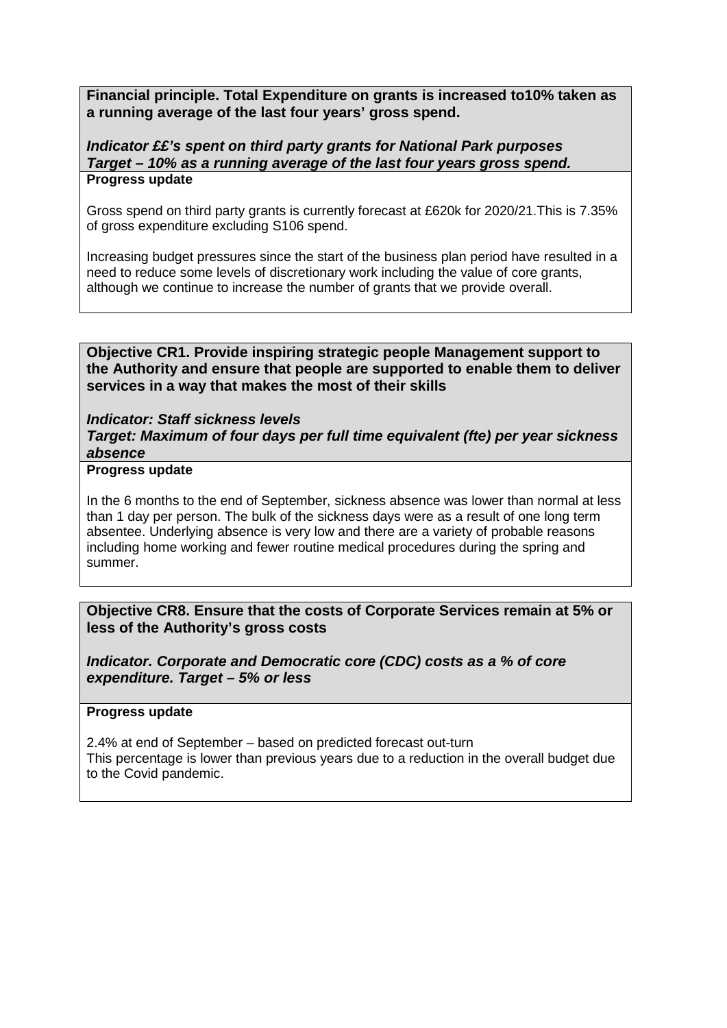**Financial principle. Total Expenditure on grants is increased to10% taken as a running average of the last four years' gross spend.**

***Indicator ££'s spent on third party grants for National Park purposes***
***Target – 10% as a running average of the last four years gross spend.***

**Progress update**

Gross spend on third party grants is currently forecast at £620k for 2020/21.This is 7.35% of gross expenditure excluding S106 spend.

Increasing budget pressures since the start of the business plan period have resulted in a need to reduce some levels of discretionary work including the value of core grants, although we continue to increase the number of grants that we provide overall.

**Objective CR1. Provide inspiring strategic people Management support to the Authority and ensure that people are supported to enable them to deliver services in a way that makes the most of their skills**

***Indicator: Staff sickness levels***
***Target: Maximum of four days per full time equivalent (fte) per year sickness absence***

**Progress update**

In the 6 months to the end of September, sickness absence was lower than normal at less than 1 day per person. The bulk of the sickness days were as a result of one long term absentee. Underlying absence is very low and there are a variety of probable reasons including home working and fewer routine medical procedures during the spring and summer.

**Objective CR8. Ensure that the costs of Corporate Services remain at 5% or less of the Authority's gross costs**

***Indicator. Corporate and Democratic core (CDC) costs as a % of core expenditure. Target – 5% or less***

**Progress update**

2.4% at end of September – based on predicted forecast out-turn
This percentage is lower than previous years due to a reduction in the overall budget due to the Covid pandemic.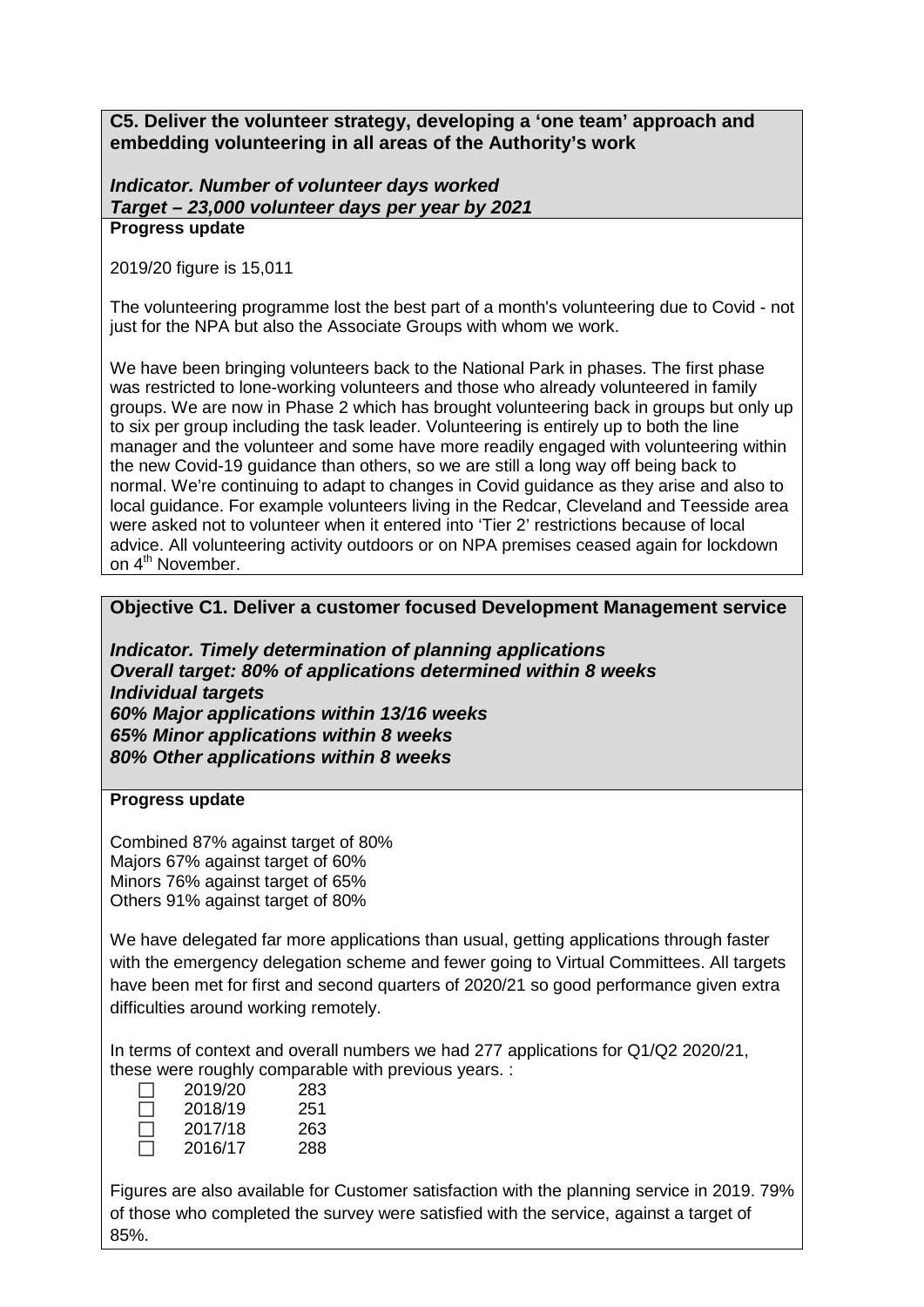**C5. Deliver the volunteer strategy, developing a 'one team' approach and embedding volunteering in all areas of the Authority's work**

***Indicator. Number of volunteer days worked***
***Target – 23,000 volunteer days per year by 2021***

**Progress update**

2019/20 figure is 15,011

The volunteering programme lost the best part of a month's volunteering due to Covid - not just for the NPA but also the Associate Groups with whom we work.

We have been bringing volunteers back to the National Park in phases. The first phase was restricted to lone-working volunteers and those who already volunteered in family groups. We are now in Phase 2 which has brought volunteering back in groups but only up to six per group including the task leader. Volunteering is entirely up to both the line manager and the volunteer and some have more readily engaged with volunteering within the new Covid-19 guidance than others, so we are still a long way off being back to normal. We're continuing to adapt to changes in Covid guidance as they arise and also to local guidance. For example volunteers living in the Redcar, Cleveland and Teesside area were asked not to volunteer when it entered into 'Tier 2' restrictions because of local advice. All volunteering activity outdoors or on NPA premises ceased again for lockdown on 4th November.

**Objective C1. Deliver a customer focused Development Management service**

***Indicator. Timely determination of planning applications***
***Overall target: 80% of applications determined within 8 weeks***
***Individual targets***
***60% Major applications within 13/16 weeks***
***65% Minor applications within 8 weeks***
***80% Other applications within 8 weeks***

**Progress update**

Combined 87% against target of 80%
Majors 67% against target of 60%
Minors 76% against target of 65%
Others 91% against target of 80%

We have delegated far more applications than usual, getting applications through faster with the emergency delegation scheme and fewer going to Virtual Committees. All targets have been met for first and second quarters of 2020/21 so good performance given extra difficulties around working remotely.

In terms of context and overall numbers we had 277 applications for Q1/Q2 2020/21, these were roughly comparable with previous years. :

- 2019/20 283
- 2018/19 251
- 2017/18 263
- 2016/17 288

Figures are also available for Customer satisfaction with the planning service in 2019. 79% of those who completed the survey were satisfied with the service, against a target of 85%.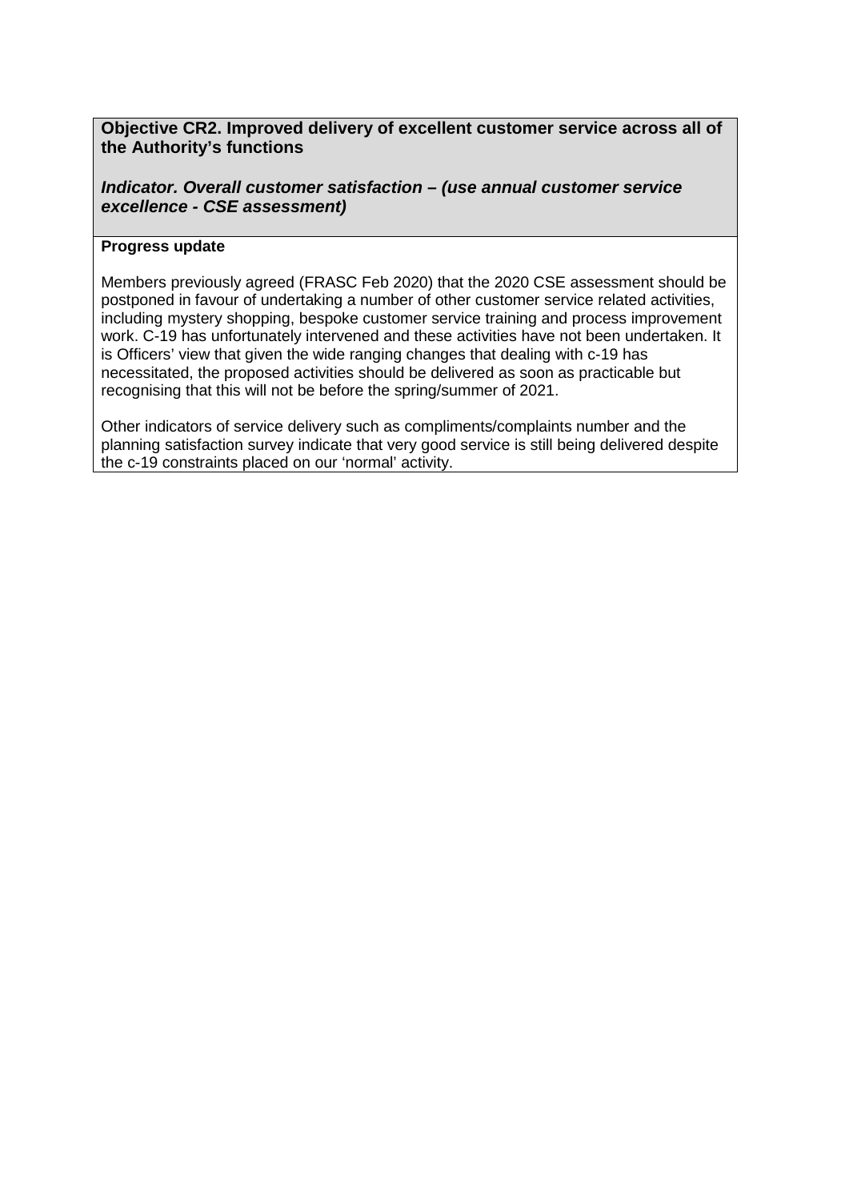**Objective CR2. Improved delivery of excellent customer service across all of the Authority's functions**

***Indicator. Overall customer satisfaction – (use annual customer service excellence - CSE assessment)***

**Progress update**

Members previously agreed (FRASC Feb 2020) that the 2020 CSE assessment should be postponed in favour of undertaking a number of other customer service related activities, including mystery shopping, bespoke customer service training and process improvement work. C-19 has unfortunately intervened and these activities have not been undertaken. It is Officers' view that given the wide ranging changes that dealing with c-19 has necessitated, the proposed activities should be delivered as soon as practicable but recognising that this will not be before the spring/summer of 2021.

Other indicators of service delivery such as compliments/complaints number and the planning satisfaction survey indicate that very good service is still being delivered despite the c-19 constraints placed on our 'normal' activity.